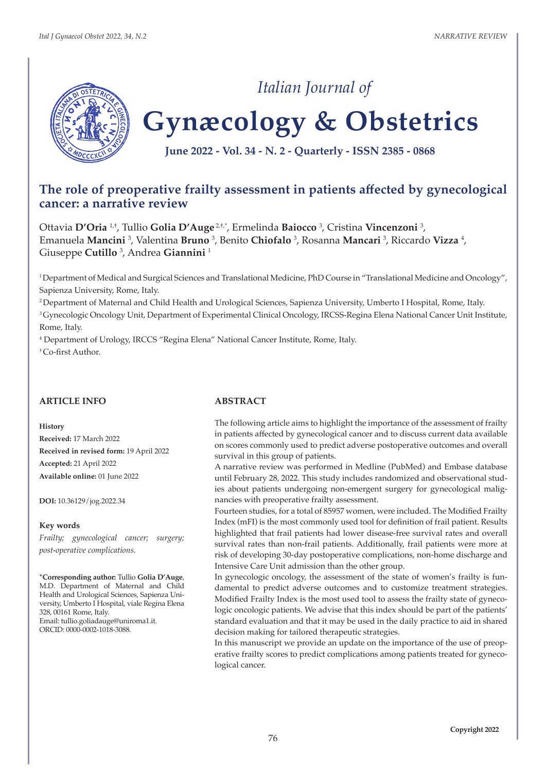*Italian Journal of*

# Gynæcology & Obstetrics

**June 2022 - Vol. 34 - N. 2 - Quarterly - ISSN 2385 - 0868**

## The role of preoperative frailty assessment in patients affected by gynecological cancer: a narrative review

Ottavia **D'Oria** [1,†], Tullio **Golia D'Auge** [2,†,*], Ermelinda **Baiocco** [3], Cristina **Vincenzoni** [3], Emanuela **Mancini** [3], Valentina **Bruno** [3], Benito **Chiofalo** [3], Rosanna **Mancari** [3], Riccardo **Vizza** [4], Giuseppe **Cutillo** [3], Andrea **Giannini** [1]

[1] Department of Medical and Surgical Sciences and Translational Medicine, PhD Course in "Translational Medicine and Oncology", Sapienza University, Rome, Italy.

[2] Department of Maternal and Child Health and Urological Sciences, Sapienza University, Umberto I Hospital, Rome, Italy.

[3] Gynecologic Oncology Unit, Department of Experimental Clinical Oncology, IRCSS-Regina Elena National Cancer Unit Institute, Rome, Italy.

[4] Department of Urology, IRCCS "Regina Elena" National Cancer Institute, Rome, Italy.

[†] Co-first Author.

### ARTICLE INFO

**History**

**Received:** 17 March 2022

**Received in revised form:** 19 April 2022

**Accepted:** 21 April 2022

**Available online:** 01 June 2022

**DOI:** 10.36129/jog.2022.34

**Key words**

*Frailty; gynecological cancer; surgery; post-operative complications.*

[*] **Corresponding author:** Tullio **Golia D'Auge**, M.D. Department of Maternal and Child Health and Urological Sciences, Sapienza University, Umberto I Hospital, viale Regina Elena 328, 00161 Rome, Italy.
Email: tullio.goliadauge@uniroma1.it.
ORCID: 0000-0002-1018-3088.

### ABSTRACT

The following article aims to highlight the importance of the assessment of frailty in patients affected by gynecological cancer and to discuss current data available on scores commonly used to predict adverse postoperative outcomes and overall survival in this group of patients.

A narrative review was performed in Medline (PubMed) and Embase database until February 28, 2022. This study includes randomized and observational studies about patients undergoing non-emergent surgery for gynecological malignancies with preoperative frailty assessment.

Fourteen studies, for a total of 85957 women, were included. The Modified Frailty Index (mFI) is the most commonly used tool for definition of frail patient. Results highlighted that frail patients had lower disease-free survival rates and overall survival rates than non-frail patients. Additionally, frail patients were more at risk of developing 30-day postoperative complications, non-home discharge and Intensive Care Unit admission than the other group.

In gynecologic oncology, the assessment of the state of women's frailty is fundamental to predict adverse outcomes and to customize treatment strategies. Modified Frailty Index is the most used tool to assess the frailty state of gynecologic oncologic patients. We advise that this index should be part of the patients' standard evaluation and that it may be used in the daily practice to aid in shared decision making for tailored therapeutic strategies.

In this manuscript we provide an update on the importance of the use of preoperative frailty scores to predict complications among patients treated for gynecological cancer.

Copyright 2022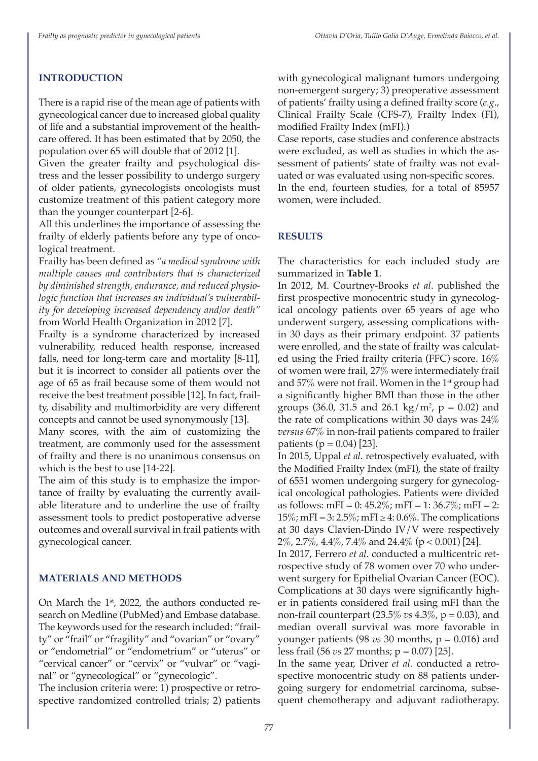## INTRODUCTION

There is a rapid rise of the mean age of patients with gynecological cancer due to increased global quality of life and a substantial improvement of the healthcare offered. It has been estimated that by 2050, the population over 65 will double that of 2012 [1].

Given the greater frailty and psychological distress and the lesser possibility to undergo surgery of older patients, gynecologists oncologists must customize treatment of this patient category more than the younger counterpart [2-6].

All this underlines the importance of assessing the frailty of elderly patients before any type of oncological treatment.

Frailty has been defined as *"a medical syndrome with multiple causes and contributors that is characterized by diminished strength, endurance, and reduced physiologic function that increases an individual's vulnerability for developing increased dependency and/or death"* from World Health Organization in 2012 [7].

Frailty is a syndrome characterized by increased vulnerability, reduced health response, increased falls, need for long-term care and mortality [8-11], but it is incorrect to consider all patients over the age of 65 as frail because some of them would not receive the best treatment possible [12]. In fact, frailty, disability and multimorbidity are very different concepts and cannot be used synonymously [13].

Many scores, with the aim of customizing the treatment, are commonly used for the assessment of frailty and there is no unanimous consensus on which is the best to use [14-22].

The aim of this study is to emphasize the importance of frailty by evaluating the currently available literature and to underline the use of frailty assessment tools to predict postoperative adverse outcomes and overall survival in frail patients with gynecological cancer.

## MATERIALS AND METHODS

On March the 1st, 2022, the authors conducted research on Medline (PubMed) and Embase database. The keywords used for the research included: "frailty" or "frail" or "fragility" and "ovarian" or "ovary" or "endometrial" or "endometrium" or "uterus" or "cervical cancer" or "cervix" or "vulvar" or "vaginal" or "gynecological" or "gynecologic".

The inclusion criteria were: 1) prospective or retrospective randomized controlled trials; 2) patients with gynecological malignant tumors undergoing non-emergent surgery; 3) preoperative assessment of patients' frailty using a defined frailty score (*e.g*., Clinical Frailty Scale (CFS-7), Frailty Index (FI), modified Frailty Index (mFI).)

Case reports, case studies and conference abstracts were excluded, as well as studies in which the assessment of patients' state of frailty was not evaluated or was evaluated using non-specific scores.

In the end, fourteen studies, for a total of 85957 women, were included.

## RESULTS

The characteristics for each included study are summarized in **Table 1**.

In 2012, M. Courtney-Brooks *et al*. published the first prospective monocentric study in gynecological oncology patients over 65 years of age who underwent surgery, assessing complications within 30 days as their primary endpoint. 37 patients were enrolled, and the state of frailty was calculated using the Fried frailty criteria (FFC) score. 16% of women were frail, 27% were intermediately frail and 57% were not frail. Women in the 1st group had a significantly higher BMI than those in the other groups (36.0, 31.5 and 26.1 kg/m$^2$, $p = 0.02$) and the rate of complications within 30 days was 24% *versus* 67% in non-frail patients compared to frailer patients ($p = 0.04$) [23].

In 2015, Uppal *et al*. retrospectively evaluated, with the Modified Frailty Index (mFI), the state of frailty of 6551 women undergoing surgery for gynecological oncological pathologies. Patients were divided as follows: mFI = 0: 45.2%; mFI = 1: 36.7%; mFI = 2: 15%; mFI = 3: 2.5%; mFI ≥ 4: 0.6%. The complications at 30 days Clavien-Dindo IV/V were respectively 2%, 2.7%, 4.4%, 7.4% and 24.4% ($p < 0.001$) [24].

In 2017, Ferrero *et al*. conducted a multicentric retrospective study of 78 women over 70 who underwent surgery for Epithelial Ovarian Cancer (EOC). Complications at 30 days were significantly higher in patients considered frail using mFI than the non-frail counterpart (23.5% *vs* 4.3%, $p = 0.03$), and median overall survival was more favorable in younger patients (98 *vs* 30 months, $p = 0.016$) and less frail (56 *vs* 27 months; $p = 0.07$) [25].

In the same year, Driver *et al*. conducted a retrospective monocentric study on 88 patients undergoing surgery for endometrial carcinoma, subsequent chemotherapy and adjuvant radiotherapy.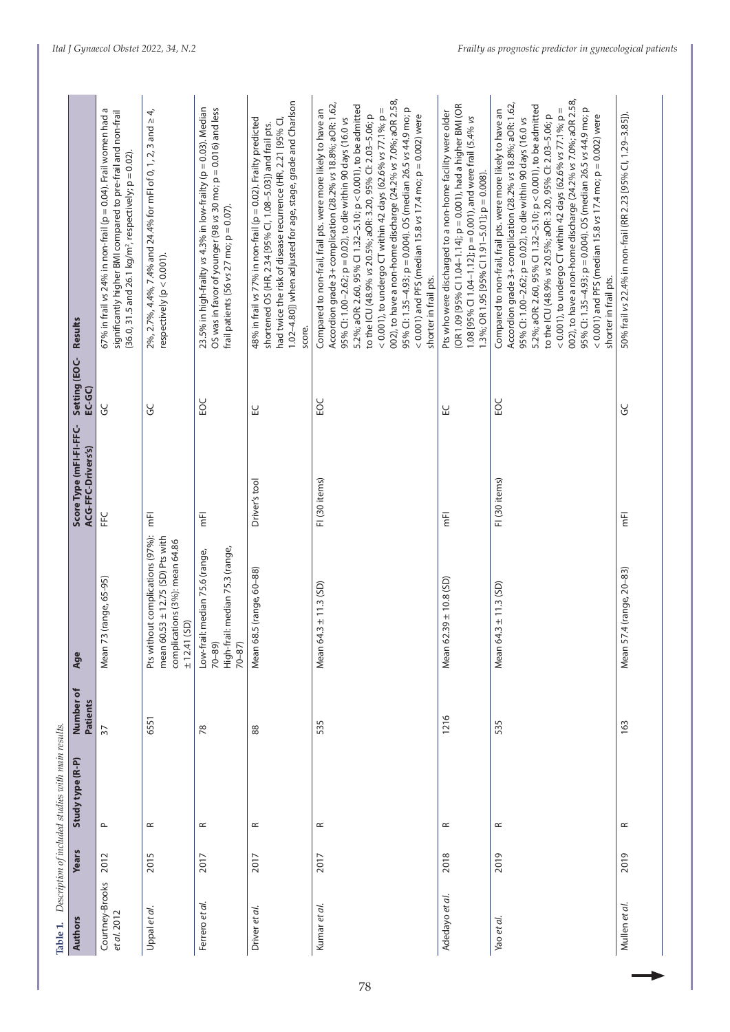**Table 1.** *Description of included studies with main results.*

| Authors | Years | Study type (R-P) | Number of Patients | Age | Score Type (mFI-FI-FFC-ACG-FFC-Driver's) | Setting (EOC-EC-GC) | Results |
|---|---|---|---|---|---|---|---|
| Courtney-Brooks *et al.* 2012 | 2012 | P | 37 | Mean 73 (range, 65-95) | FFC | GC | 67% in frail *vs* 24% in non-frail (p = 0.04). Frail women had a significantly higher BMI compared to pre-frail and non-frail (36.0, 31.5 and 26.1 kg/m², respectively; p = 0.02). |
| Uppal *et al.* | 2015 | R | 6551 | Pts without complications (97%): mean 60.53 ± 12.75 (SD) Pts with complications (3%): mean 64.86 ± 12.41 (SD) | mFI | GC | 2%, 2.7%, 4.4%, 7.4% and 24.4% for mFI of 0, 1, 2, 3 and ≥ 4, respectively (p < 0.001). |
| Ferrero *et al.* | 2017 | R | 78 | Low-frail: median 75.6 (range, 70–89) High-frail: median 75.3 (range, 70–87) | mFI | EOC | 23.5% in high-frailty *vs* 4.3% in low-frailty (p = 0.03). Median OS was in favor of younger (98 *vs* 30 mo; p = 0.016) and less frail patients (56 *vs* 27 mo; p = 0.07). |
| Driver *et al.* | 2017 | R | 88 | Mean 68.5 (range, 60–88) | Driver's tool | EC | 48% in frail *vs* 77% in non-frail (p = 0.02). Frailty predicted shortened OS (HR, 2.34 [95% CI, 1.08–5.03]) and frail pts. had twice the risk of disease recurrence (HR, 2.21 [95% CI, 1.02–4.80]) when adjusted for age, stage, grade and Charlson score. |
| Kumar *et al.* | 2017 | R | 535 | Mean 64.3 ± 11.3 (SD) | FI (30 items) | EOC | Compared to non-frail, frail pts. were more likely to have an Accordion grade 3+ complication (28.2% *vs* 18.8%; aOR: 1.62, 95% CI: 1.00–2.62; p = 0.02), to die within 90 days (16.0 *vs* 5.2%; aOR: 2.60, 95% CI 1.32–5.10; p < 0.001), to be admitted to the ICU (48.9% *vs* 20.5%; aOR: 3.20, 95% CI: 2.03–5.06; p < 0.001), to undergo CT within 42 days (62.6% *vs* 77.1%; p = 002), to have a non-home discharge (24.2% *vs* 7.0%; aOR 2.58, 95% CI: 1.35–4.93; p = 0.004). OS (median 26.5 *vs* 44.9 mo; p < 0.001) and PFS (median 15.8 *vs* 17.4 mo; p = 0.002) were shorter in frail pts. |
| Adedayo *et al.* | 2018 | R | 1216 | Mean 62.39 ± 10.8 (SD) | mFI | EC | Pts who were discharged to a non-home facility were older (OR 1.09 [95% CI 1.04–1.14]; p = 0.001), had a higher BMI (OR 1.08 [95% CI 1.04–1.12]; p = 0.001), and were frail (5.4% *vs* 1.3%; OR 1.95 [95% CI 1.91–5.01]; p = 0.008). |
| Yao *et al.* | 2019 | R | 535 | Mean 64.3 ± 11.3 (SD) | FI (30 items) | EOC | Compared to non-frail, frail pts. were more likely to have an Accordion grade 3+ complication (28.2% *vs* 18.8%; aOR: 1.62, 95% CI: 1.00–2.62; p = 0.02), to die within 90 days (16.0 *vs* 5.2%; aOR: 2.60, 95% CI 1.32–5.10; p < 0.001), to be admitted to the ICU (48.9% *vs* 20.5%; aOR: 3.20, 95% CI: 2.03–5.06; p < 0.001), to undergo CT within 42 days (62.6% *vs* 77.1%; p = 002), to have a non-home discharge (24.2% *vs* 7.0%; aOR 2.58, 95% CI: 1.35–4.93; p = 0.004). OS (median 26.5 *vs* 44.9 mo; p < 0.001) and PFS (median 15.8 *vs* 17.4 mo; p = 0.002) were shorter in frail pts. |
| Mullen *et al.* | 2019 | R | 163 | Mean 57.4 (range, 20–83) | mFI | GC | 50% frail *vs* 22.4% in non-frail (RR 2.23 [95% CI, 1.29–3.85]). |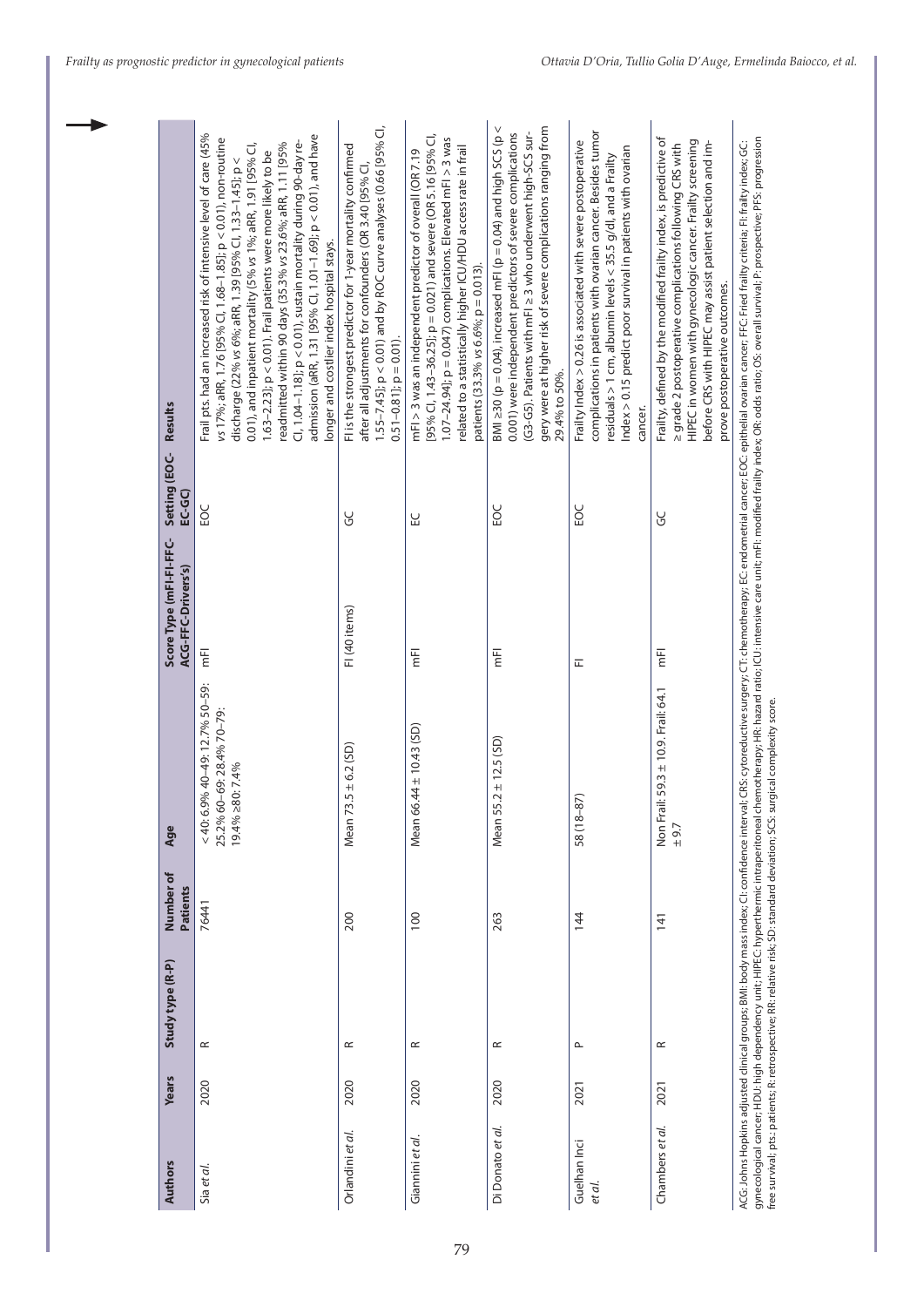| Authors | Years | Study type (R-P) | Number of Patients | Age | Score Type (mFI-FI-FFC-ACG-FFC-Driver's) | Setting (EOC-EC-GC) | Results |
|---|---|---|---|---|---|---|---|
| Sia *et al.* | 2020 | R | 76441 | < 40: 6.9% 40–49: 12.7% 50–59: 25.2% 60–69: 28.4% 70–79: 19.4% ≥80: 7.4% | mFI | EOC | Frail pts. had an increased risk of intensive level of care (45% *vs* 17%; aRR, 1.76 [95% CI, 1.68–1.85]; p < 0.01), non-routine discharge (22% *vs* 6%; aRR, 1.39 [95% CI, 1.33–1.45]; p < 0.01), and inpatient mortality (5% *vs* 1%; aRR, 1.91 [95% CI, 1.63–2.23]; p < 0.01). Frail patients were more likely to be readmitted within 90 days (35.3% *vs* 23.6%; aRR, 1.11 [95% CI, 1.04–1.18]; p < 0.01), sustain mortality during 90-day re-admission (aRR, 1.31 [95% CI, 1.01–1.69]; p < 0.01), and have longer and costlier index hospital stays. |
| Orlandini *et al.* | 2020 | R | 200 | Mean 73.5 ± 6.2 (SD) | FI (40 items) | GC | FI is the strongest predictor for 1-year mortality confirmed after all adjustments for confounders (OR 3.40 [95% CI, 1.55–7.45]; p < 0.01) and by ROC curve analyses (0.66 [95% CI, 0.51–0.81]; p = 0.01). |
| Giannini *et al.* | 2020 | R | 100 | Mean 66.44 ± 10.43 (SD) | mFI | EC | mFI > 3 was an independent predictor of overall (OR 7.19 [95% CI, 1.43–36.25]; p = 0.021) and severe (OR 5.16 [95% CI, 1.07–24.94]; p = 0.047) complications. Elevated mFI > 3 was related to a statistically higher ICU/HDU access rate in frail patients (33.3% *vs* 6.6%; p = 0.013). |
| Di Donato *et al.* | 2020 | R | 263 | Mean 55.2 ± 12.5 (SD) | mFI | EOC | BMI ≥30 (p = 0.04), increased mFI (p = 0.04) and high SCS (p < 0.001) were independent predictors of severe complications (G3-G5). Patients with mFI ≥ 3 who underwent high-SCS surgery were at higher risk of severe complications ranging from 29.4% to 50%. |
| Guelhan Inci *et al.* | 2021 | P | 144 | 58 (18–87) | FI | EOC | Frailty Index > 0.26 is associated with severe postoperative complications in patients with ovarian cancer. Besides tumor residuals > 1 cm, albumin levels < 35.5 g/dl, and a Frailty Index > 0.15 predict poor survival in patients with ovarian cancer. |
| Chambers *et al.* | 2021 | R | 141 | Non Frail: 59.3 ± 10.9. Frail: 64.1 ± 9.7 | mFI | GC | Frailty, defined by the modified frailty index, is predictive of ≥ grade 2 postoperative complications following CRS with HIPEC in women with gynecologic cancer. Frailty screening before CRS with HIPEC may assist patient selection and improve postoperative outcomes. |

ACG: Johns Hopkins adjusted clinical groups; BMI: body mass index; CI: confidence interval; CRS: cytoreductive surgery; CT: chemotherapy; EC: endometrial cancer; EOC: epithelial ovarian cancer; FFC: Fried frailty criteria; FI: frailty index; GC: gynecological cancer; HDU: high dependency unit; HIPEC: hyperthermic intraperitoneal chemotherapy; HR: hazard ratio; ICU: intensive care unit; mFI: modified frailty index; OR: odds ratio; OS: overall survival; P: prospective; PFS: progression free survival; pts.: patients; R: retrospective; RR: relative risk; SD: standard deviation; SCS: surgical complexity score.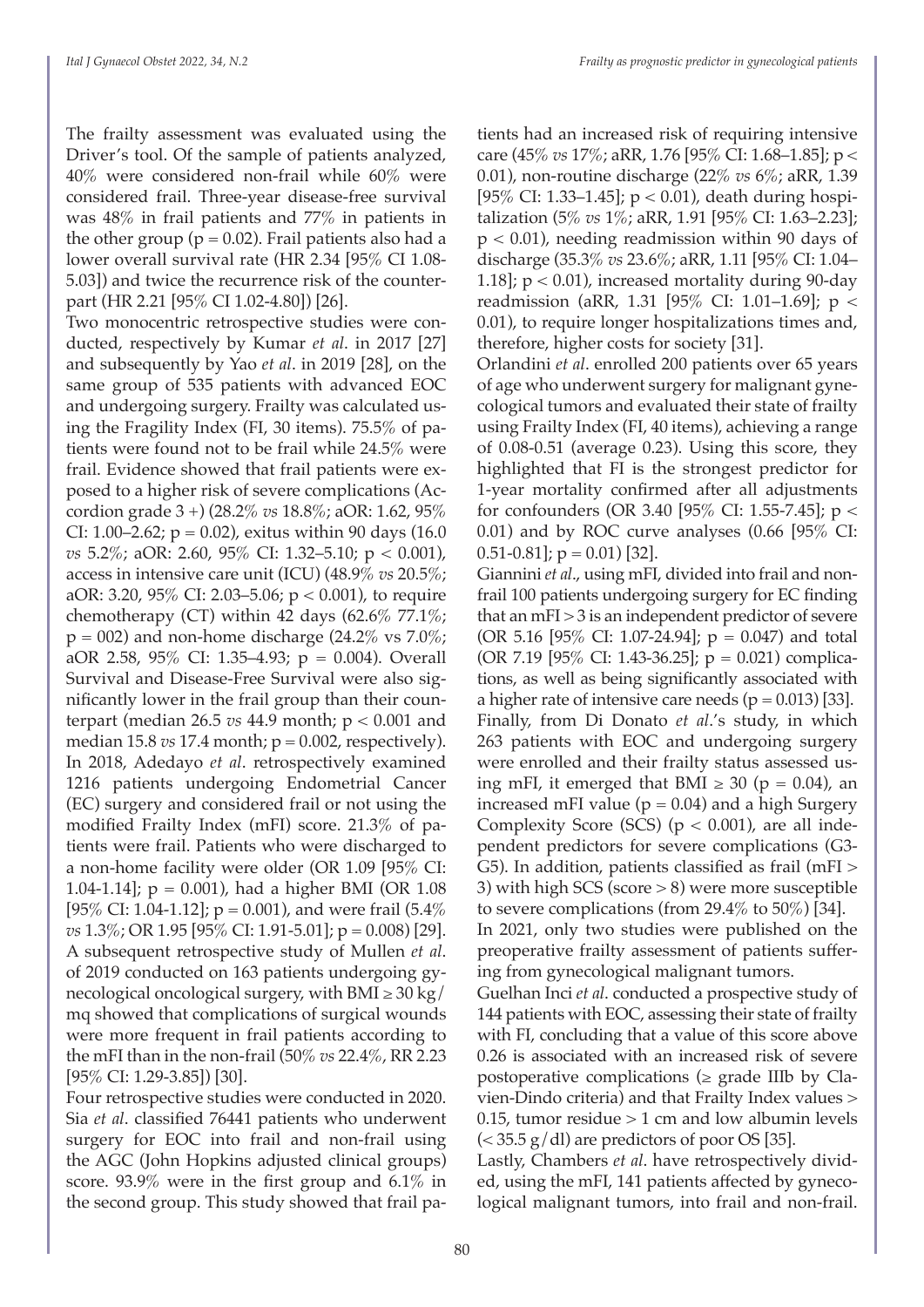The frailty assessment was evaluated using the Driver's tool. Of the sample of patients analyzed, 40% were considered non-frail while 60% were considered frail. Three-year disease-free survival was 48% in frail patients and 77% in patients in the other group ($p = 0.02$). Frail patients also had a lower overall survival rate (HR 2.34 [95% CI 1.08-5.03]) and twice the recurrence risk of the counterpart (HR 2.21 [95% CI 1.02-4.80]) [26].

Two monocentric retrospective studies were conducted, respectively by Kumar *et al*. in 2017 [27] and subsequently by Yao *et al*. in 2019 [28], on the same group of 535 patients with advanced EOC and undergoing surgery. Frailty was calculated using the Fragility Index (FI, 30 items). 75.5% of patients were found not to be frail while 24.5% were frail. Evidence showed that frail patients were exposed to a higher risk of severe complications (Accordion grade 3 +) (28.2% *vs* 18.8%; aOR: 1.62, 95% CI: 1.00–2.62; $p = 0.02$), exitus within 90 days (16.0 *vs* 5.2%; aOR: 2.60, 95% CI: 1.32–5.10; $p < 0.001$), access in intensive care unit (ICU) (48.9% *vs* 20.5%; aOR: 3.20, 95% CI: 2.03–5.06; $p < 0.001$), to require chemotherapy (CT) within 42 days (62.6% 77.1%; p = 002) and non-home discharge (24.2% vs 7.0%; aOR 2.58, 95% CI: 1.35–4.93; $p = 0.004$). Overall Survival and Disease-Free Survival were also significantly lower in the frail group than their counterpart (median 26.5 *vs* 44.9 month; $p < 0.001$ and median 15.8 *vs* 17.4 month; $p = 0.002$, respectively).

In 2018, Adedayo *et al*. retrospectively examined 1216 patients undergoing Endometrial Cancer (EC) surgery and considered frail or not using the modified Frailty Index (mFI) score. 21.3% of patients were frail. Patients who were discharged to a non-home facility were older (OR 1.09 [95% CI: 1.04-1.14]; $p = 0.001$), had a higher BMI (OR 1.08 [95% CI: 1.04-1.12]; $p = 0.001$), and were frail (5.4% *vs* 1.3%; OR 1.95 [95% CI: 1.91-5.01]; $p = 0.008$) [29].

A subsequent retrospective study of Mullen *et al*. of 2019 conducted on 163 patients undergoing gynecological oncological surgery, with BMI ≥ 30 kg/mq showed that complications of surgical wounds were more frequent in frail patients according to the mFI than in the non-frail (50% *vs* 22.4%, RR 2.23 [95% CI: 1.29-3.85]) [30].

Four retrospective studies were conducted in 2020. Sia *et al*. classified 76441 patients who underwent surgery for EOC into frail and non-frail using the AGC (John Hopkins adjusted clinical groups) score. 93.9% were in the first group and 6.1% in the second group. This study showed that frail patients had an increased risk of requiring intensive care (45% *vs* 17%; aRR, 1.76 [95% CI: 1.68–1.85]; $p < 0.01$), non-routine discharge (22% *vs* 6%; aRR, 1.39 [95% CI: 1.33–1.45]; $p < 0.01$), death during hospitalization (5% *vs* 1%; aRR, 1.91 [95% CI: 1.63–2.23]; $p < 0.01$), needing readmission within 90 days of discharge (35.3% *vs* 23.6%; aRR, 1.11 [95% CI: 1.04–1.18]; $p < 0.01$), increased mortality during 90-day readmission (aRR, 1.31 [95% CI: 1.01–1.69]; $p < 0.01$), to require longer hospitalizations times and, therefore, higher costs for society [31].

Orlandini *et al*. enrolled 200 patients over 65 years of age who underwent surgery for malignant gynecological tumors and evaluated their state of frailty using Frailty Index (FI, 40 items), achieving a range of 0.08-0.51 (average 0.23). Using this score, they highlighted that FI is the strongest predictor for 1-year mortality confirmed after all adjustments for confounders (OR 3.40 [95% CI: 1.55-7.45]; $p < 0.01$) and by ROC curve analyses (0.66 [95% CI: 0.51-0.81]; $p = 0.01$) [32].

Giannini *et al*., using mFI, divided into frail and non-frail 100 patients undergoing surgery for EC finding that an mFI > 3 is an independent predictor of severe (OR 5.16 [95% CI: 1.07-24.94]; $p = 0.047$) and total (OR 7.19 [95% CI: 1.43-36.25]; $p = 0.021$) complications, as well as being significantly associated with a higher rate of intensive care needs ($p = 0.013$) [33].

Finally, from Di Donato *et al*.'s study, in which 263 patients with EOC and undergoing surgery were enrolled and their frailty status assessed using mFI, it emerged that BMI ≥ 30 ($p = 0.04$), an increased mFI value ($p = 0.04$) and a high Surgery Complexity Score (SCS) ($p < 0.001$), are all independent predictors for severe complications (G3-G5). In addition, patients classified as frail (mFI > 3) with high SCS (score > 8) were more susceptible to severe complications (from 29.4% to 50%) [34].

In 2021, only two studies were published on the preoperative frailty assessment of patients suffering from gynecological malignant tumors.

Guelhan Inci *et al*. conducted a prospective study of 144 patients with EOC, assessing their state of frailty with FI, concluding that a value of this score above 0.26 is associated with an increased risk of severe postoperative complications (≥ grade IIIb by Clavien-Dindo criteria) and that Frailty Index values > 0.15, tumor residue > 1 cm and low albumin levels (< 35.5 g/dl) are predictors of poor OS [35].

Lastly, Chambers *et al*. have retrospectively divided, using the mFI, 141 patients affected by gynecological malignant tumors, into frail and non-frail.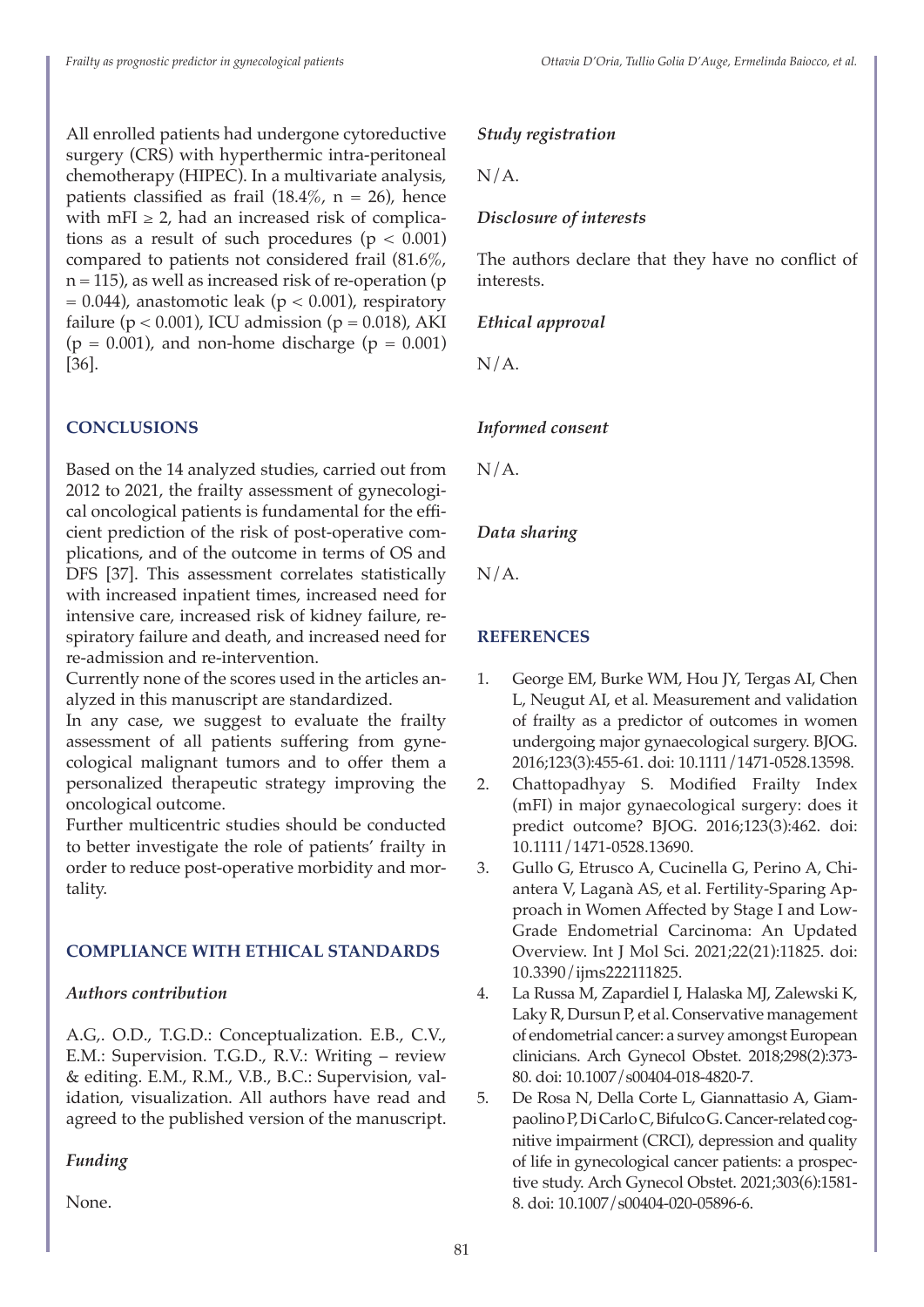All enrolled patients had undergone cytoreductive surgery (CRS) with hyperthermic intra-peritoneal chemotherapy (HIPEC). In a multivariate analysis, patients classified as frail (18.4%, n = 26), hence with mFI ≥ 2, had an increased risk of complications as a result of such procedures ($p < 0.001$) compared to patients not considered frail (81.6%, n = 115), as well as increased risk of re-operation ($p = 0.044$), anastomotic leak ($p < 0.001$), respiratory failure ($p < 0.001$), ICU admission ($p = 0.018$), AKI ($p = 0.001$), and non-home discharge ($p = 0.001$) [36].

## CONCLUSIONS

Based on the 14 analyzed studies, carried out from 2012 to 2021, the frailty assessment of gynecological oncological patients is fundamental for the efficient prediction of the risk of post-operative complications, and of the outcome in terms of OS and DFS [37]. This assessment correlates statistically with increased inpatient times, increased need for intensive care, increased risk of kidney failure, respiratory failure and death, and increased need for re-admission and re-intervention.

Currently none of the scores used in the articles analyzed in this manuscript are standardized.

In any case, we suggest to evaluate the frailty assessment of all patients suffering from gynecological malignant tumors and to offer them a personalized therapeutic strategy improving the oncological outcome.

Further multicentric studies should be conducted to better investigate the role of patients' frailty in order to reduce post-operative morbidity and mortality.

## COMPLIANCE WITH ETHICAL STANDARDS

### *Authors contribution*

A.G,. O.D., T.G.D.: Conceptualization. E.B., C.V., E.M.: Supervision. T.G.D., R.V.: Writing – review & editing. E.M., R.M., V.B., B.C.: Supervision, validation, visualization. All authors have read and agreed to the published version of the manuscript.

### *Funding*

None.

### *Study registration*

N/A.

### *Disclosure of interests*

The authors declare that they have no conflict of interests.

### *Ethical approval*

N/A.

### *Informed consent*

N/A.

### *Data sharing*

N/A.

## REFERENCES

1. George EM, Burke WM, Hou JY, Tergas AI, Chen L, Neugut AI, et al. Measurement and validation of frailty as a predictor of outcomes in women undergoing major gynaecological surgery. BJOG. 2016;123(3):455-61. doi: 10.1111/1471-0528.13598.
2. Chattopadhyay S. Modified Frailty Index (mFI) in major gynaecological surgery: does it predict outcome? BJOG. 2016;123(3):462. doi: 10.1111/1471-0528.13690.
3. Gullo G, Etrusco A, Cucinella G, Perino A, Chiantera V, Laganà AS, et al. Fertility-Sparing Approach in Women Affected by Stage I and Low-Grade Endometrial Carcinoma: An Updated Overview. Int J Mol Sci. 2021;22(21):11825. doi: 10.3390/ijms222111825.
4. La Russa M, Zapardiel I, Halaska MJ, Zalewski K, Laky R, Dursun P, et al. Conservative management of endometrial cancer: a survey amongst European clinicians. Arch Gynecol Obstet. 2018;298(2):373-80. doi: 10.1007/s00404-018-4820-7.
5. De Rosa N, Della Corte L, Giannattasio A, Giampaolino P, Di Carlo C, Bifulco G. Cancer-related cognitive impairment (CRCI), depression and quality of life in gynecological cancer patients: a prospective study. Arch Gynecol Obstet. 2021;303(6):1581-8. doi: 10.1007/s00404-020-05896-6.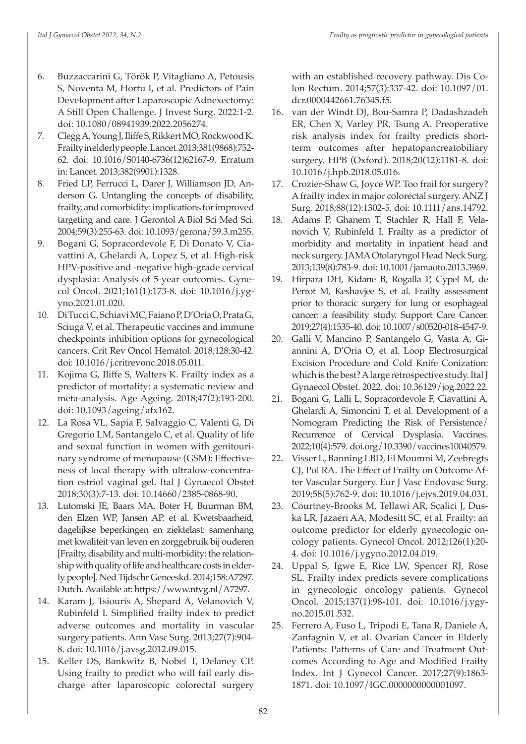6. Buzzaccarini G, Török P, Vitagliano A, Petousis S, Noventa M, Hortu I, et al. Predictors of Pain Development after Laparoscopic Adnexectomy: A Still Open Challenge. J Invest Surg. 2022:1-2. doi: 10.1080/08941939.2022.2056274.
7. Clegg A, Young J, Iliffe S, Rikkert MO, Rockwood K. Frailty in elderly people. Lancet. 2013;381(9868):752-62. doi: 10.1016/S0140-6736(12)62167-9. Erratum in: Lancet. 2013;382(9901):1328.
8. Fried LP, Ferrucci L, Darer J, Williamson JD, Anderson G. Untangling the concepts of disability, frailty, and comorbidity: implications for improved targeting and care. J Gerontol A Biol Sci Med Sci. 2004;59(3):255-63. doi: 10.1093/gerona/59.3.m255.
9. Bogani G, Sopracordevole F, Di Donato V, Ciavattini A, Ghelardi A, Lopez S, et al. High-risk HPV-positive and -negative high-grade cervical dysplasia: Analysis of 5-year outcomes. Gynecol Oncol. 2021;161(1):173-8. doi: 10.1016/j.ygyno.2021.01.020.
10. Di Tucci C, Schiavi MC, Faiano P, D'Oria O, Prata G, Sciuga V, et al. Therapeutic vaccines and immune checkpoints inhibition options for gynecological cancers. Crit Rev Oncol Hematol. 2018;128:30-42. doi: 10.1016/j.critrevonc.2018.05.011.
11. Kojima G, Iliffe S, Walters K. Frailty index as a predictor of mortality: a systematic review and meta-analysis. Age Ageing. 2018;47(2):193-200. doi: 10.1093/ageing/afx162.
12. La Rosa VL, Sapia F, Salvaggio C, Valenti G, Di Gregorio LM, Santangelo C, et al. Quality of life and sexual function in women with genitourinary syndrome of menopause (GSM): Effectiveness of local therapy with ultralow-concentration estriol vaginal gel. Ital J Gynaecol Obstet 2018;30(3):7-13. doi: 10.14660/2385-0868-90.
13. Lutomski JE, Baars MA, Boter H, Buurman BM, den Elzen WP, Jansen AP, et al. Kwetsbaarheid, dagelijkse beperkingen en ziektelast: samenhang met kwaliteit van leven en zorggebruik bij ouderen [Frailty, disability and multi-morbidity: the relationship with quality of life and healthcare costs in elderly people]. Ned Tijdschr Geneeskd. 2014;158:A7297. Dutch. Available at: https://www.ntvg.nl/A7297.
14. Karam J, Tsiouris A, Shepard A, Velanovich V, Rubinfeld I. Simplified frailty index to predict adverse outcomes and mortality in vascular surgery patients. Ann Vasc Surg. 2013;27(7):904-8. doi: 10.1016/j.avsg.2012.09.015.
15. Keller DS, Bankwitz B, Nobel T, Delaney CP. Using frailty to predict who will fail early discharge after laparoscopic colorectal surgery with an established recovery pathway. Dis Colon Rectum. 2014;57(3):337-42. doi: 10.1097/01.dcr.0000442661.76345.f5.
16. van der Windt DJ, Bou-Samra P, Dadashzadeh ER, Chen X, Varley PR, Tsung A. Preoperative risk analysis index for frailty predicts short-term outcomes after hepatopancreatobiliary surgery. HPB (Oxford). 2018;20(12):1181-8. doi: 10.1016/j.hpb.2018.05.016.
17. Crozier-Shaw G, Joyce WP. Too frail for surgery? A frailty index in major colorectal surgery. ANZ J Surg. 2018;88(12):1302-5. doi: 10.1111/ans.14792.
18. Adams P, Ghanem T, Stachler R, Hall F, Velanovich V, Rubinfeld I. Frailty as a predictor of morbidity and mortality in inpatient head and neck surgery. JAMA Otolaryngol Head Neck Surg. 2013;139(8):783-9. doi: 10.1001/jamaoto.2013.3969.
19. Hirpara DH, Kidane B, Rogalla P, Cypel M, de Perrot M, Keshavjee S, et al. Frailty assessment prior to thoracic surgery for lung or esophageal cancer: a feasibility study. Support Care Cancer. 2019;27(4):1535-40. doi: 10.1007/s00520-018-4547-9.
20. Galli V, Mancino P, Santangelo G, Vasta A, Giannini A, D'Oria O, et al. Loop Electrosurgical Excision Procedure and Cold Knife Conization: which is the best? A large retrospective study. Ital J Gynaecol Obstet. 2022. doi: 10.36129/jog.2022.22.
21. Bogani G, Lalli L, Sopracordevole F, Ciavattini A, Ghelardi A, Simoncini T, et al. Development of a Nomogram Predicting the Risk of Persistence/Recurrence of Cervical Dysplasia. Vaccines. 2022;10(4):579. doi.org/10.3390/vaccines10040579.
22. Visser L, Banning LBD, El Moumni M, Zeebregts CJ, Pol RA. The Effect of Frailty on Outcome After Vascular Surgery. Eur J Vasc Endovasc Surg. 2019;58(5):762-9. doi: 10.1016/j.ejvs.2019.04.031.
23. Courtney-Brooks M, Tellawi AR, Scalici J, Duska LR, Jazaeri AA, Modesitt SC, et al. Frailty: an outcome predictor for elderly gynecologic oncology patients. Gynecol Oncol. 2012;126(1):20-4. doi: 10.1016/j.ygyno.2012.04.019.
24. Uppal S, Igwe E, Rice LW, Spencer RJ, Rose SL. Frailty index predicts severe complications in gynecologic oncology patients. Gynecol Oncol. 2015;137(1):98-101. doi: 10.1016/j.ygyno.2015.01.532.
25. Ferrero A, Fuso L, Tripodi E, Tana R, Daniele A, Zanfagnin V, et al. Ovarian Cancer in Elderly Patients: Patterns of Care and Treatment Outcomes According to Age and Modified Frailty Index. Int J Gynecol Cancer. 2017;27(9):1863-1871. doi: 10.1097/IGC.0000000000001097.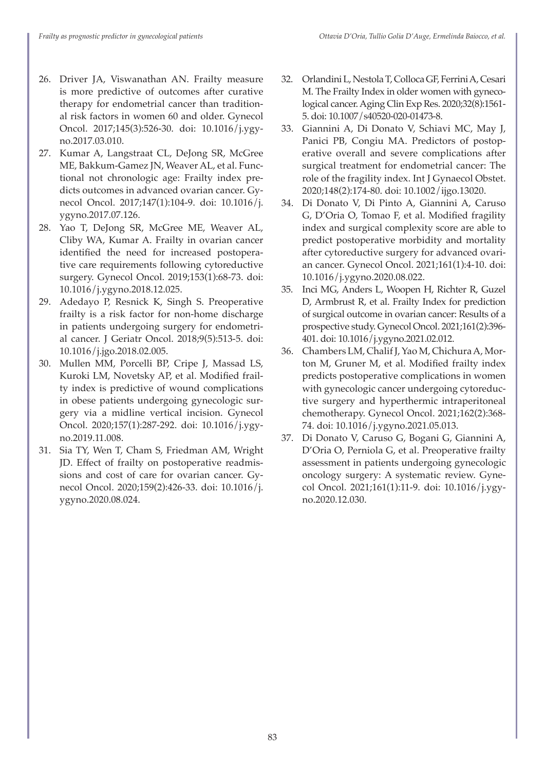26. Driver JA, Viswanathan AN. Frailty measure is more predictive of outcomes after curative therapy for endometrial cancer than traditional risk factors in women 60 and older. Gynecol Oncol. 2017;145(3):526-30. doi: 10.1016/j.ygyno.2017.03.010.
27. Kumar A, Langstraat CL, DeJong SR, McGree ME, Bakkum-Gamez JN, Weaver AL, et al. Functional not chronologic age: Frailty index predicts outcomes in advanced ovarian cancer. Gynecol Oncol. 2017;147(1):104-9. doi: 10.1016/j.ygyno.2017.07.126.
28. Yao T, DeJong SR, McGree ME, Weaver AL, Cliby WA, Kumar A. Frailty in ovarian cancer identified the need for increased postoperative care requirements following cytoreductive surgery. Gynecol Oncol. 2019;153(1):68-73. doi: 10.1016/j.ygyno.2018.12.025.
29. Adedayo P, Resnick K, Singh S. Preoperative frailty is a risk factor for non-home discharge in patients undergoing surgery for endometrial cancer. J Geriatr Oncol. 2018;9(5):513-5. doi: 10.1016/j.jgo.2018.02.005.
30. Mullen MM, Porcelli BP, Cripe J, Massad LS, Kuroki LM, Novetsky AP, et al. Modified frailty index is predictive of wound complications in obese patients undergoing gynecologic surgery via a midline vertical incision. Gynecol Oncol. 2020;157(1):287-292. doi: 10.1016/j.ygyno.2019.11.008.
31. Sia TY, Wen T, Cham S, Friedman AM, Wright JD. Effect of frailty on postoperative readmissions and cost of care for ovarian cancer. Gynecol Oncol. 2020;159(2):426-33. doi: 10.1016/j.ygyno.2020.08.024.
32. Orlandini L, Nestola T, Colloca GF, Ferrini A, Cesari M. The Frailty Index in older women with gynecological cancer. Aging Clin Exp Res. 2020;32(8):1561-5. doi: 10.1007/s40520-020-01473-8.
33. Giannini A, Di Donato V, Schiavi MC, May J, Panici PB, Congiu MA. Predictors of postoperative overall and severe complications after surgical treatment for endometrial cancer: The role of the fragility index. Int J Gynaecol Obstet. 2020;148(2):174-80. doi: 10.1002/ijgo.13020.
34. Di Donato V, Di Pinto A, Giannini A, Caruso G, D'Oria O, Tomao F, et al. Modified fragility index and surgical complexity score are able to predict postoperative morbidity and mortality after cytoreductive surgery for advanced ovarian cancer. Gynecol Oncol. 2021;161(1):4-10. doi: 10.1016/j.ygyno.2020.08.022.
35. Inci MG, Anders L, Woopen H, Richter R, Guzel D, Armbrust R, et al. Frailty Index for prediction of surgical outcome in ovarian cancer: Results of a prospective study. Gynecol Oncol. 2021;161(2):396-401. doi: 10.1016/j.ygyno.2021.02.012.
36. Chambers LM, Chalif J, Yao M, Chichura A, Morton M, Gruner M, et al. Modified frailty index predicts postoperative complications in women with gynecologic cancer undergoing cytoreductive surgery and hyperthermic intraperitoneal chemotherapy. Gynecol Oncol. 2021;162(2):368-74. doi: 10.1016/j.ygyno.2021.05.013.
37. Di Donato V, Caruso G, Bogani G, Giannini A, D'Oria O, Perniola G, et al. Preoperative frailty assessment in patients undergoing gynecologic oncology surgery: A systematic review. Gynecol Oncol. 2021;161(1):11-9. doi: 10.1016/j.ygyno.2020.12.030.